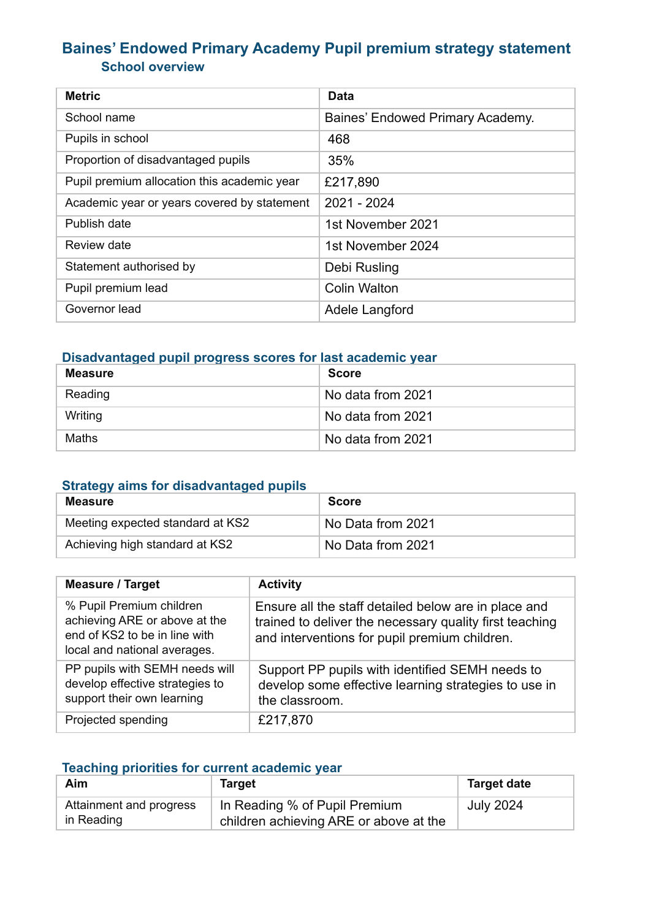# Baines' Endowed Primary Academy Pupil premium strategy statement

## School overview

| Metric | Data |
|---|---|
| School name | Baines' Endowed Primary Academy. |
| Pupils in school | 468 |
| Proportion of disadvantaged pupils | 35% |
| Pupil premium allocation this academic year | £217,890 |
| Academic year or years covered by statement | 2021 - 2024 |
| Publish date | 1st November 2021 |
| Review date | 1st November 2024 |
| Statement authorised by | Debi Rusling |
| Pupil premium lead | Colin Walton |
| Governor lead | Adele Langford |

## Disadvantaged pupil progress scores for last academic year

| Measure | Score |
|---|---|
| Reading | No data from 2021 |
| Writing | No data from 2021 |
| Maths | No data from 2021 |

## Strategy aims for disadvantaged pupils

| Measure | Score |
|---|---|
| Meeting expected standard at KS2 | No Data from 2021 |
| Achieving high standard at KS2 | No Data from 2021 |

| Measure / Target | Activity |
|---|---|
| % Pupil Premium children achieving ARE or above at the end of KS2 to be in line with local and national averages. | Ensure all the staff detailed below are in place and trained to deliver the necessary quality first teaching and interventions for pupil premium children. |
| PP pupils with SEMH needs will develop effective strategies to support their own learning | Support PP pupils with identified SEMH needs to develop some effective learning strategies to use in the classroom. |
| Projected spending | £217,870 |

## Teaching priorities for current academic year

| Aim | Target | Target date |
|---|---|---|
| Attainment and progress in Reading | In Reading % of Pupil Premium children achieving ARE or above at the | July 2024 |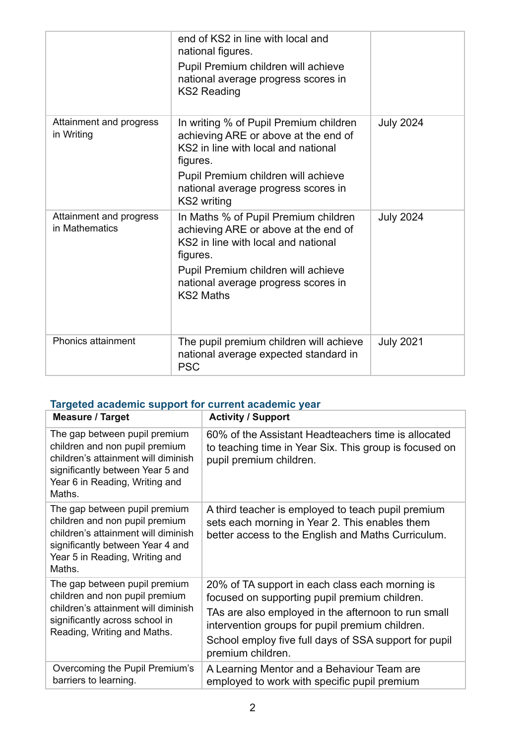| | | |
|---|---|---|
| | end of KS2 in line with local and national figures. Pupil Premium children will achieve national average progress scores in KS2 Reading | |
| Attainment and progress in Writing | In writing % of Pupil Premium children achieving ARE or above at the end of KS2 in line with local and national figures. Pupil Premium children will achieve national average progress scores in KS2 writing | July 2024 |
| Attainment and progress in Mathematics | In Maths % of Pupil Premium children achieving ARE or above at the end of KS2 in line with local and national figures. Pupil Premium children will achieve national average progress scores in KS2 Maths | July 2024 |
| Phonics attainment | The pupil premium children will achieve national average expected standard in PSC | July 2021 |

## Targeted academic support for current academic year

| Measure / Target | Activity / Support |
|---|---|
| The gap between pupil premium children and non pupil premium children's attainment will diminish significantly between Year 5 and Year 6 in Reading, Writing and Maths. | 60% of the Assistant Headteachers time is allocated to teaching time in Year Six. This group is focused on pupil premium children. |
| The gap between pupil premium children and non pupil premium children's attainment will diminish significantly between Year 4 and Year 5 in Reading, Writing and Maths. | A third teacher is employed to teach pupil premium sets each morning in Year 2. This enables them better access to the English and Maths Curriculum. |
| The gap between pupil premium children and non pupil premium children's attainment will diminish significantly across school in Reading, Writing and Maths. | 20% of TA support in each class each morning is focused on supporting pupil premium children. TAs are also employed in the afternoon to run small intervention groups for pupil premium children. School employ five full days of SSA support for pupil premium children. |
| Overcoming the Pupil Premium's barriers to learning. | A Learning Mentor and a Behaviour Team are employed to work with specific pupil premium |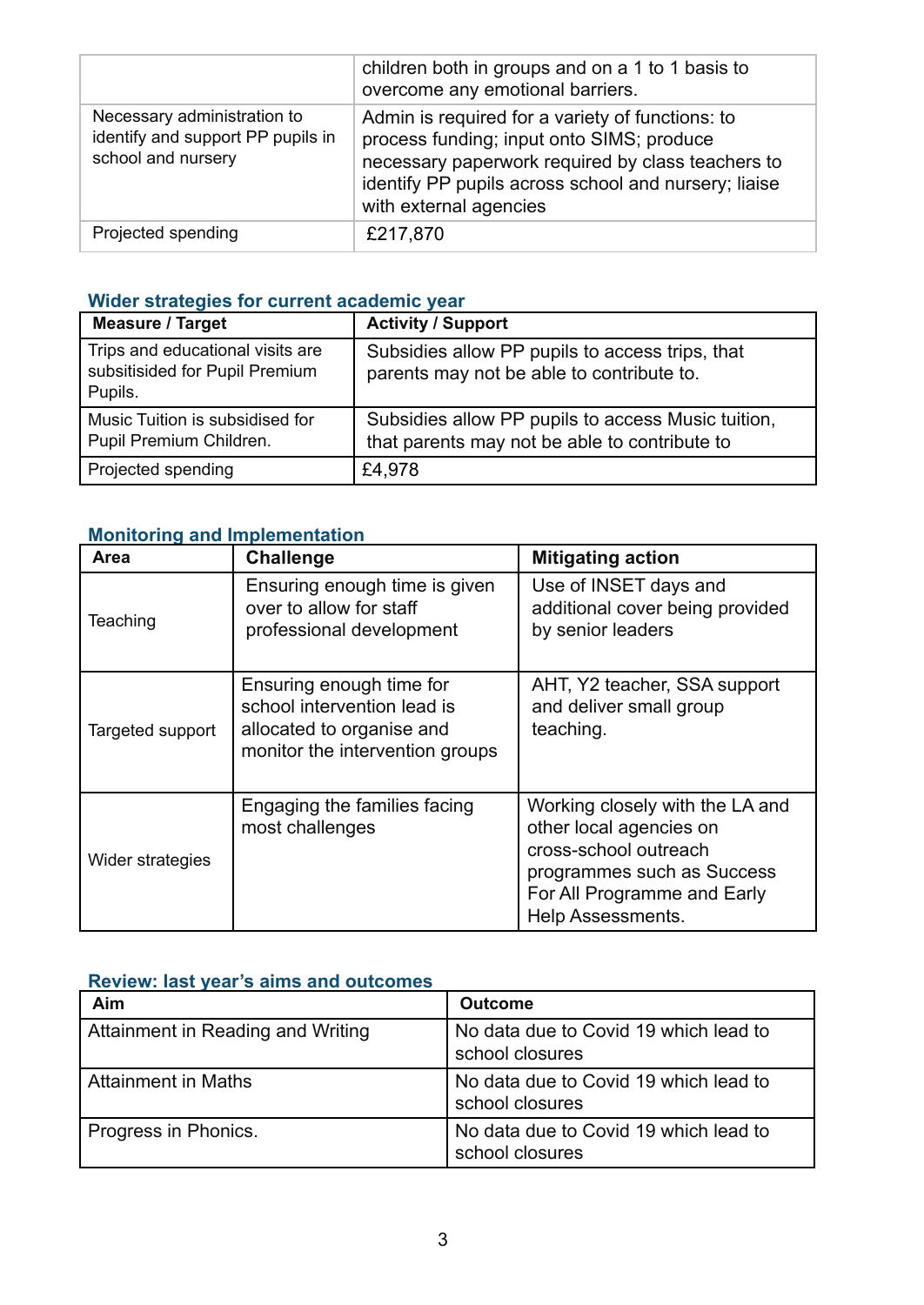| | |
|---|---|
| | children both in groups and on a 1 to 1 basis to overcome any emotional barriers. |
| Necessary administration to identify and support PP pupils in school and nursery | Admin is required for a variety of functions: to process funding; input onto SIMS; produce necessary paperwork required by class teachers to identify PP pupils across school and nursery; liaise with external agencies |
| Projected spending | £217,870 |

### Wider strategies for current academic year

| Measure / Target | Activity / Support |
|---|---|
| Trips and educational visits are subsitisided for Pupil Premium Pupils. | Subsidies allow PP pupils to access trips, that parents may not be able to contribute to. |
| Music Tuition is subsidised for Pupil Premium Children. | Subsidies allow PP pupils to access Music tuition, that parents may not be able to contribute to |
| Projected spending | £4,978 |

### Monitoring and Implementation

| Area | Challenge | Mitigating action |
|---|---|---|
| Teaching | Ensuring enough time is given over to allow for staff professional development | Use of INSET days and additional cover being provided by senior leaders |
| Targeted support | Ensuring enough time for school intervention lead is allocated to organise and monitor the intervention groups | AHT, Y2 teacher, SSA support and deliver small group teaching. |
| Wider strategies | Engaging the families facing most challenges | Working closely with the LA and other local agencies on cross-school outreach programmes such as Success For All Programme and Early Help Assessments. |

### Review: last year's aims and outcomes

| Aim | Outcome |
|---|---|
| Attainment in Reading and Writing | No data due to Covid 19 which lead to school closures |
| Attainment in Maths | No data due to Covid 19 which lead to school closures |
| Progress in Phonics. | No data due to Covid 19 which lead to school closures |